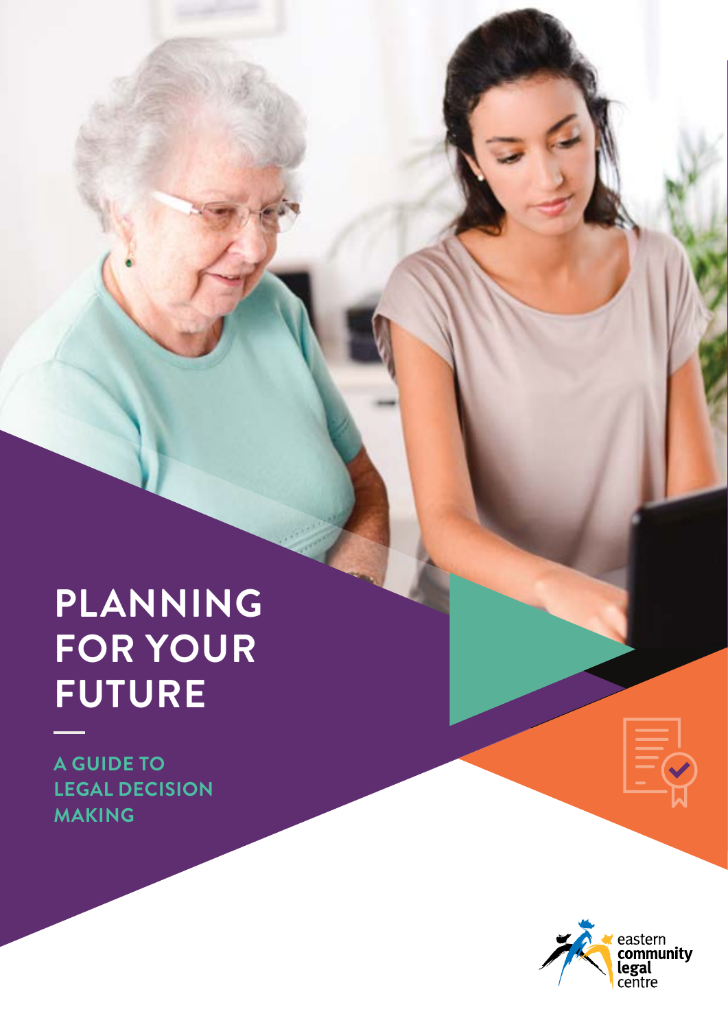# PLANNING FOR YOUR FUTURE

## A GUIDE TO LEGAL DECISION MAKING

eastern community legal centre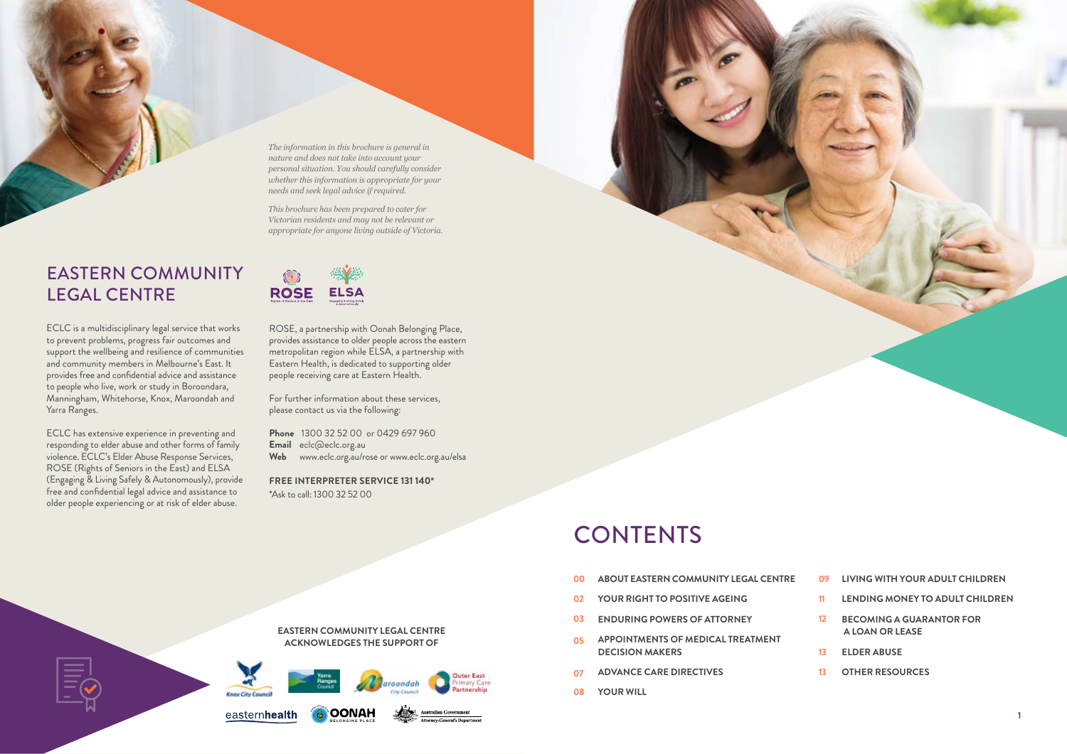*The information in this brochure is general in nature and does not take into account your personal situation. You should carefully consider whether this information is appropriate for your needs and seek legal advice if required.*

*This brochure has been prepared to cater for Victorian residents and may not be relevant or appropriate for anyone living outside of Victoria.*

## EASTERN COMMUNITY LEGAL CENTRE

ECLC is a multidisciplinary legal service that works to prevent problems, progress fair outcomes and support the wellbeing and resilience of communities and community members in Melbourne's East. It provides free and confidential advice and assistance to people who live, work or study in Boroondara, Manningham, Whitehorse, Knox, Maroondah and Yarra Ranges.

ECLC has extensive experience in preventing and responding to elder abuse and other forms of family violence. ECLC's Elder Abuse Response Services, ROSE (Rights of Seniors in the East) and ELSA (Engaging & Living Safely & Autonomously), provide free and confidential legal advice and assistance to older people experiencing or at risk of elder abuse.

ROSE, a partnership with Oonah Belonging Place, provides assistance to older people across the eastern metropolitan region while ELSA, a partnership with Eastern Health, is dedicated to supporting older people receiving care at Eastern Health.

For further information about these services, please contact us via the following:

**Phone** 1300 32 52 00 or 0429 697 960
**Email** eclc@eclc.org.au
**Web** www.eclc.org.au/rose or www.eclc.org.au/elsa

**FREE INTERPRETER SERVICE 131 140***
*Ask to call: 1300 32 52 00

**EASTERN COMMUNITY LEGAL CENTRE ACKNOWLEDGES THE SUPPORT OF**

Knox City Council, Yarra Ranges Council, Maroondah City Council, Outer East Primary Care Partnership, easternhealth, OONAH Belonging Place, Australian Government Attorney-General's Department

## CONTENTS

- **00** ABOUT EASTERN COMMUNITY LEGAL CENTRE
- **02** YOUR RIGHT TO POSITIVE AGEING
- **03** ENDURING POWERS OF ATTORNEY
- **05** APPOINTMENTS OF MEDICAL TREATMENT DECISION MAKERS
- **07** ADVANCE CARE DIRECTIVES
- **08** YOUR WILL
- **09** LIVING WITH YOUR ADULT CHILDREN
- **11** LENDING MONEY TO ADULT CHILDREN
- **12** BECOMING A GUARANTOR FOR A LOAN OR LEASE
- **13** ELDER ABUSE
- **13** OTHER RESOURCES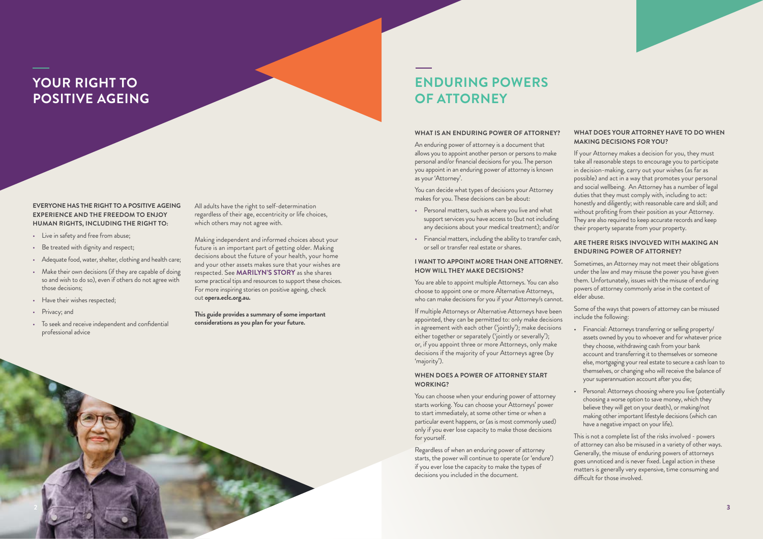# YOUR RIGHT TO POSITIVE AGEING

**EVERYONE HAS THE RIGHT TO A POSITIVE AGEING EXPERIENCE AND THE FREEDOM TO ENJOY HUMAN RIGHTS, INCLUDING THE RIGHT TO:**

- Live in safety and free from abuse;
- Be treated with dignity and respect;
- Adequate food, water, shelter, clothing and health care;
- Make their own decisions (if they are capable of doing so and wish to do so), even if others do not agree with those decisions;
- Have their wishes respected;
- Privacy; and
- To seek and receive independent and confidential professional advice

All adults have the right to self-determination regardless of their age, eccentricity or life choices, which others may not agree with.

Making independent and informed choices about your future is an important part of getting older. Making decisions about the future of your health, your home and your other assets makes sure that your wishes are respected. See **MARILYN'S STORY** as she shares some practical tips and resources to support these choices. For more inspiring stories on positive ageing, check out **opera.eclc.org.au.**

**This guide provides a summary of some important considerations as you plan for your future.**

# ENDURING POWERS OF ATTORNEY

### WHAT IS AN ENDURING POWER OF ATTORNEY?

An enduring power of attorney is a document that allows you to appoint another person or persons to make personal and/or financial decisions for you. The person you appoint in an enduring power of attorney is known as your 'Attorney'.

You can decide what types of decisions your Attorney makes for you. These decisions can be about:

- Personal matters, such as where you live and what support services you have access to (but not including any decisions about your medical treatment); and/or
- Financial matters, including the ability to transfer cash, or sell or transfer real estate or shares.

### I WANT TO APPOINT MORE THAN ONE ATTORNEY. HOW WILL THEY MAKE DECISIONS?

You are able to appoint multiple Attorneys. You can also choose to appoint one or more Alternative Attorneys, who can make decisions for you if your Attorney/s cannot.

If multiple Attorneys or Alternative Attorneys have been appointed, they can be permitted to: only make decisions in agreement with each other ('jointly'); make decisions either together or separately ('jointly or severally'); or, if you appoint three or more Attorneys, only make decisions if the majority of your Attorneys agree (by 'majority').

### WHEN DOES A POWER OF ATTORNEY START WORKING?

You can choose when your enduring power of attorney starts working. You can choose your Attorneys' power to start immediately, at some other time or when a particular event happens, or (as is most commonly used) only if you ever lose capacity to make those decisions for yourself.

Regardless of when an enduring power of attorney starts, the power will continue to operate (or 'endure') if you ever lose the capacity to make the types of decisions you included in the document.

### WHAT DOES YOUR ATTORNEY HAVE TO DO WHEN MAKING DECISIONS FOR YOU?

If your Attorney makes a decision for you, they must take all reasonable steps to encourage you to participate in decision-making, carry out your wishes (as far as possible) and act in a way that promotes your personal and social wellbeing. An Attorney has a number of legal duties that they must comply with, including to act: honestly and diligently; with reasonable care and skill; and without profiting from their position as your Attorney. They are also required to keep accurate records and keep their property separate from your property.

### ARE THERE RISKS INVOLVED WITH MAKING AN ENDURING POWER OF ATTORNEY?

Sometimes, an Attorney may not meet their obligations under the law and may misuse the power you have given them. Unfortunately, issues with the misuse of enduring powers of attorney commonly arise in the context of elder abuse.

Some of the ways that powers of attorney can be misused include the following:

- Financial: Attorneys transferring or selling property/ assets owned by you to whoever and for whatever price they choose, withdrawing cash from your bank account and transferring it to themselves or someone else, mortgaging your real estate to secure a cash loan to themselves, or changing who will receive the balance of your superannuation account after you die;
- Personal: Attorneys choosing where you live (potentially choosing a worse option to save money, which they believe they will get on your death), or making/not making other important lifestyle decisions (which can have a negative impact on your life).

This is not a complete list of the risks involved - powers of attorney can also be misused in a variety of other ways. Generally, the misuse of enduring powers of attorneys goes unnoticed and is never fixed. Legal action in these matters is generally very expensive, time consuming and difficult for those involved.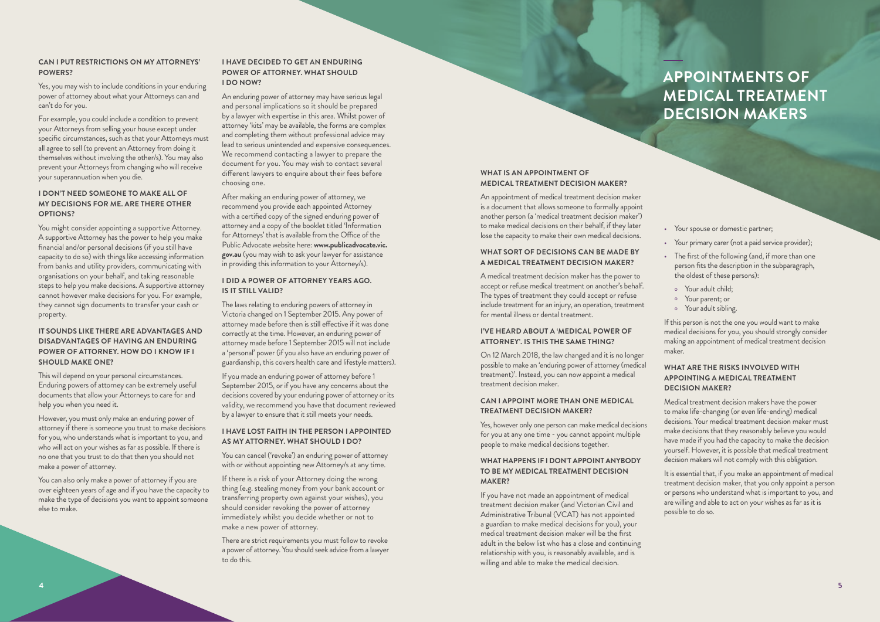### CAN I PUT RESTRICTIONS ON MY ATTORNEYS' POWERS?

Yes, you may wish to include conditions in your enduring power of attorney about what your Attorneys can and can't do for you.

For example, you could include a condition to prevent your Attorneys from selling your house except under specific circumstances, such as that your Attorneys must all agree to sell (to prevent an Attorney from doing it themselves without involving the other/s). You may also prevent your Attorneys from changing who will receive your superannuation when you die.

### I DON'T NEED SOMEONE TO MAKE ALL OF MY DECISIONS FOR ME. ARE THERE OTHER OPTIONS?

You might consider appointing a supportive Attorney. A supportive Attorney has the power to help you make financial and/or personal decisions (if you still have capacity to do so) with things like accessing information from banks and utility providers, communicating with organisations on your behalf, and taking reasonable steps to help you make decisions. A supportive attorney cannot however make decisions for you. For example, they cannot sign documents to transfer your cash or property.

### IT SOUNDS LIKE THERE ARE ADVANTAGES AND DISADVANTAGES OF HAVING AN ENDURING POWER OF ATTORNEY. HOW DO I KNOW IF I SHOULD MAKE ONE?

This will depend on your personal circumstances. Enduring powers of attorney can be extremely useful documents that allow your Attorneys to care for and help you when you need it.

However, you must only make an enduring power of attorney if there is someone you trust to make decisions for you, who understands what is important to you, and who will act on your wishes as far as possible. If there is no one that you trust to do that then you should not make a power of attorney.

You can also only make a power of attorney if you are over eighteen years of age and if you have the capacity to make the type of decisions you want to appoint someone else to make.

### I HAVE DECIDED TO GET AN ENDURING POWER OF ATTORNEY. WHAT SHOULD I DO NOW?

An enduring power of attorney may have serious legal and personal implications so it should be prepared by a lawyer with expertise in this area. Whilst power of attorney 'kits' may be available, the forms are complex and completing them without professional advice may lead to serious unintended and expensive consequences. We recommend contacting a lawyer to prepare the document for you. You may wish to contact several different lawyers to enquire about their fees before choosing one.

After making an enduring power of attorney, we recommend you provide each appointed Attorney with a certified copy of the signed enduring power of attorney and a copy of the booklet titled 'Information for Attorneys' that is available from the Office of the Public Advocate website here: **www.publicadvocate.vic.gov.au** (you may wish to ask your lawyer for assistance in providing this information to your Attorney/s).

### I DID A POWER OF ATTORNEY YEARS AGO. IS IT STILL VALID?

The laws relating to enduring powers of attorney in Victoria changed on 1 September 2015. Any power of attorney made before then is still effective if it was done correctly at the time. However, an enduring power of attorney made before 1 September 2015 will not include a 'personal' power (if you also have an enduring power of guardianship, this covers health care and lifestyle matters).

If you made an enduring power of attorney before 1 September 2015, or if you have any concerns about the decisions covered by your enduring power of attorney or its validity, we recommend you have that document reviewed by a lawyer to ensure that it still meets your needs.

### I HAVE LOST FAITH IN THE PERSON I APPOINTED AS MY ATTORNEY. WHAT SHOULD I DO?

You can cancel ('revoke') an enduring power of attorney with or without appointing new Attorney/s at any time.

If there is a risk of your Attorney doing the wrong thing (e.g. stealing money from your bank account or transferring property own against your wishes), you should consider revoking the power of attorney immediately whilst you decide whether or not to make a new power of attorney.

There are strict requirements you must follow to revoke a power of attorney. You should seek advice from a lawyer to do this.

## APPOINTMENTS OF MEDICAL TREATMENT DECISION MAKERS

### WHAT IS AN APPOINTMENT OF MEDICAL TREATMENT DECISION MAKER?

An appointment of medical treatment decision maker is a document that allows someone to formally appoint another person (a 'medical treatment decision maker') to make medical decisions on their behalf, if they later lose the capacity to make their own medical decisions.

### WHAT SORT OF DECISIONS CAN BE MADE BY A MEDICAL TREATMENT DECISION MAKER?

A medical treatment decision maker has the power to accept or refuse medical treatment on another's behalf. The types of treatment they could accept or refuse include treatment for an injury, an operation, treatment for mental illness or dental treatment.

### I'VE HEARD ABOUT A 'MEDICAL POWER OF ATTORNEY'. IS THIS THE SAME THING?

On 12 March 2018, the law changed and it is no longer possible to make an 'enduring power of attorney (medical treatment)'. Instead, you can now appoint a medical treatment decision maker.

### CAN I APPOINT MORE THAN ONE MEDICAL TREATMENT DECISION MAKER?

Yes, however only one person can make medical decisions for you at any one time - you cannot appoint multiple people to make medical decisions together.

### WHAT HAPPENS IF I DON'T APPOINT ANYBODY TO BE MY MEDICAL TREATMENT DECISION MAKER?

If you have not made an appointment of medical treatment decision maker (and Victorian Civil and Administrative Tribunal (VCAT) has not appointed a guardian to make medical decisions for you), your medical treatment decision maker will be the first adult in the below list who has a close and continuing relationship with you, is reasonably available, and is willing and able to make the medical decision.

- Your spouse or domestic partner;
- Your primary carer (not a paid service provider);
- The first of the following (and, if more than one person fits the description in the subparagraph, the oldest of these persons):
  - Your adult child;
  - Your parent; or
  - Your adult sibling.

If this person is not the one you would want to make medical decisions for you, you should strongly consider making an appointment of medical treatment decision maker.

### WHAT ARE THE RISKS INVOLVED WITH APPOINTING A MEDICAL TREATMENT DECISION MAKER?

Medical treatment decision makers have the power to make life-changing (or even life-ending) medical decisions. Your medical treatment decision maker must make decisions that they reasonably believe you would have made if you had the capacity to make the decision yourself. However, it is possible that medical treatment decision makers will not comply with this obligation.

It is essential that, if you make an appointment of medical treatment decision maker, that you only appoint a person or persons who understand what is important to you, and are willing and able to act on your wishes as far as it is possible to do so.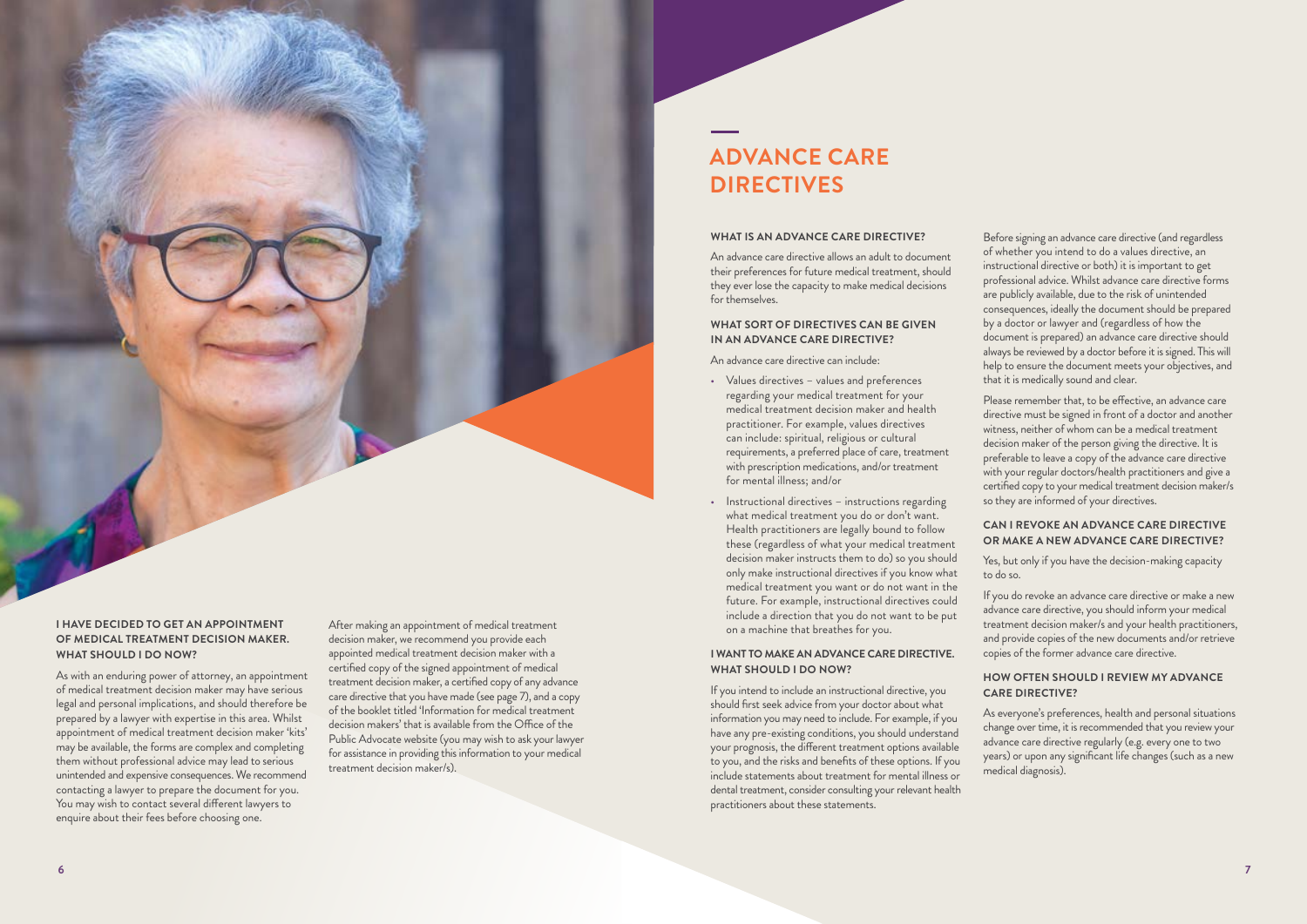### I HAVE DECIDED TO GET AN APPOINTMENT OF MEDICAL TREATMENT DECISION MAKER. WHAT SHOULD I DO NOW?

As with an enduring power of attorney, an appointment of medical treatment decision maker may have serious legal and personal implications, and should therefore be prepared by a lawyer with expertise in this area. Whilst appointment of medical treatment decision maker 'kits' may be available, the forms are complex and completing them without professional advice may lead to serious unintended and expensive consequences. We recommend contacting a lawyer to prepare the document for you. You may wish to contact several different lawyers to enquire about their fees before choosing one.

After making an appointment of medical treatment decision maker, we recommend you provide each appointed medical treatment decision maker with a certified copy of the signed appointment of medical treatment decision maker, a certified copy of any advance care directive that you have made (see page 7), and a copy of the booklet titled 'Information for medical treatment decision makers' that is available from the Office of the Public Advocate website (you may wish to ask your lawyer for assistance in providing this information to your medical treatment decision maker/s).

# ADVANCE CARE DIRECTIVES

### WHAT IS AN ADVANCE CARE DIRECTIVE?

An advance care directive allows an adult to document their preferences for future medical treatment, should they ever lose the capacity to make medical decisions for themselves.

### WHAT SORT OF DIRECTIVES CAN BE GIVEN IN AN ADVANCE CARE DIRECTIVE?

An advance care directive can include:

- Values directives – values and preferences regarding your medical treatment for your medical treatment decision maker and health practitioner. For example, values directives can include: spiritual, religious or cultural requirements, a preferred place of care, treatment with prescription medications, and/or treatment for mental illness; and/or
- Instructional directives – instructions regarding what medical treatment you do or don't want. Health practitioners are legally bound to follow these (regardless of what your medical treatment decision maker instructs them to do) so you should only make instructional directives if you know what medical treatment you want or do not want in the future. For example, instructional directives could include a direction that you do not want to be put on a machine that breathes for you.

### I WANT TO MAKE AN ADVANCE CARE DIRECTIVE. WHAT SHOULD I DO NOW?

If you intend to include an instructional directive, you should first seek advice from your doctor about what information you may need to include. For example, if you have any pre-existing conditions, you should understand your prognosis, the different treatment options available to you, and the risks and benefits of these options. If you include statements about treatment for mental illness or dental treatment, consider consulting your relevant health practitioners about these statements.

Before signing an advance care directive (and regardless of whether you intend to do a values directive, an instructional directive or both) it is important to get professional advice. Whilst advance care directive forms are publicly available, due to the risk of unintended consequences, ideally the document should be prepared by a doctor or lawyer and (regardless of how the document is prepared) an advance care directive should always be reviewed by a doctor before it is signed. This will help to ensure the document meets your objectives, and that it is medically sound and clear.

Please remember that, to be effective, an advance care directive must be signed in front of a doctor and another witness, neither of whom can be a medical treatment decision maker of the person giving the directive. It is preferable to leave a copy of the advance care directive with your regular doctors/health practitioners and give a certified copy to your medical treatment decision maker/s so they are informed of your directives.

### CAN I REVOKE AN ADVANCE CARE DIRECTIVE OR MAKE A NEW ADVANCE CARE DIRECTIVE?

Yes, but only if you have the decision-making capacity to do so.

If you do revoke an advance care directive or make a new advance care directive, you should inform your medical treatment decision maker/s and your health practitioners, and provide copies of the new documents and/or retrieve copies of the former advance care directive.

### HOW OFTEN SHOULD I REVIEW MY ADVANCE CARE DIRECTIVE?

As everyone's preferences, health and personal situations change over time, it is recommended that you review your advance care directive regularly (e.g. every one to two years) or upon any significant life changes (such as a new medical diagnosis).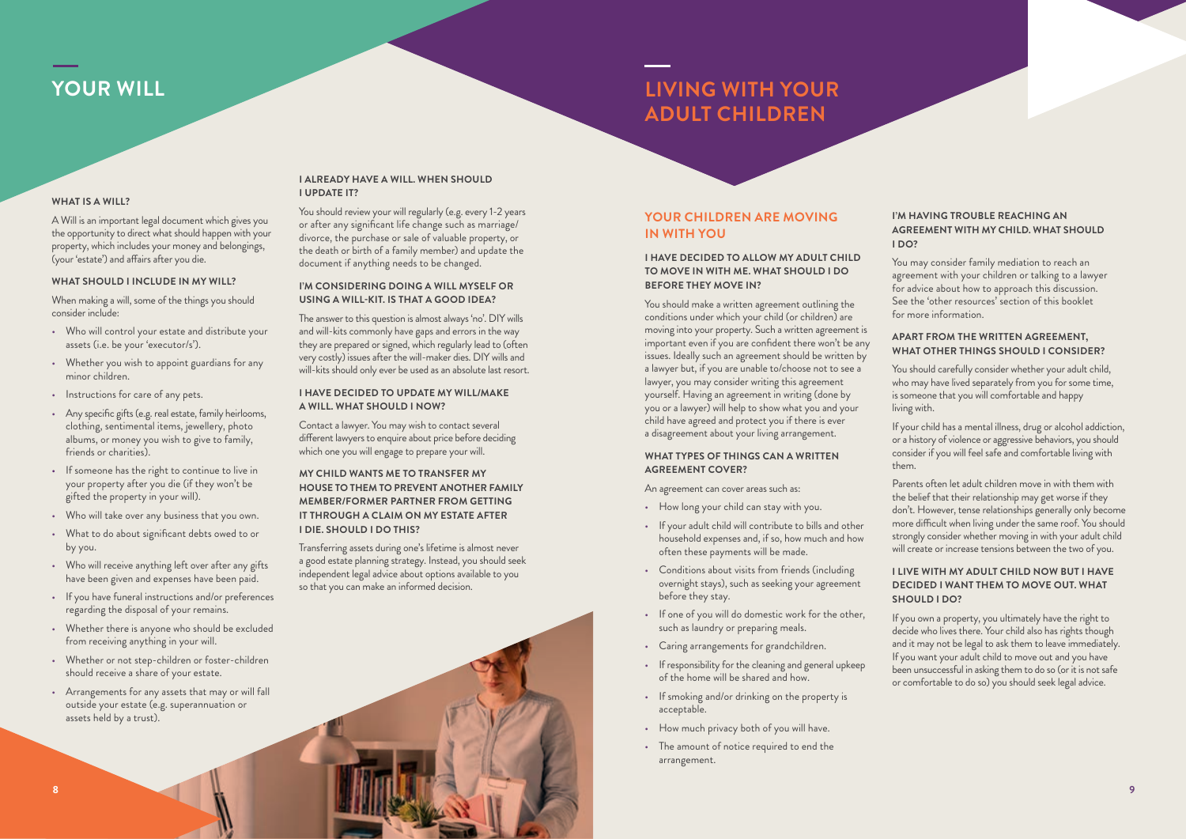# YOUR WILL

### WHAT IS A WILL?

A Will is an important legal document which gives you the opportunity to direct what should happen with your property, which includes your money and belongings, (your 'estate') and affairs after you die.

### WHAT SHOULD I INCLUDE IN MY WILL?

When making a will, some of the things you should consider include:

- Who will control your estate and distribute your assets (i.e. be your 'executor/s').
- Whether you wish to appoint guardians for any minor children.
- Instructions for care of any pets.
- Any specific gifts (e.g. real estate, family heirlooms, clothing, sentimental items, jewellery, photo albums, or money you wish to give to family, friends or charities).
- If someone has the right to continue to live in your property after you die (if they won't be gifted the property in your will).
- Who will take over any business that you own.
- What to do about significant debts owed to or by you.
- Who will receive anything left over after any gifts have been given and expenses have been paid.
- If you have funeral instructions and/or preferences regarding the disposal of your remains.
- Whether there is anyone who should be excluded from receiving anything in your will.
- Whether or not step-children or foster-children should receive a share of your estate.
- Arrangements for any assets that may or will fall outside your estate (e.g. superannuation or assets held by a trust).

### I ALREADY HAVE A WILL. WHEN SHOULD I UPDATE IT?

You should review your will regularly (e.g. every 1-2 years or after any significant life change such as marriage/divorce, the purchase or sale of valuable property, or the death or birth of a family member) and update the document if anything needs to be changed.

### I'M CONSIDERING DOING A WILL MYSELF OR USING A WILL-KIT. IS THAT A GOOD IDEA?

The answer to this question is almost always 'no'. DIY wills and will-kits commonly have gaps and errors in the way they are prepared or signed, which regularly lead to (often very costly) issues after the will-maker dies. DIY wills and will-kits should only ever be used as an absolute last resort.

### I HAVE DECIDED TO UPDATE MY WILL/MAKE A WILL. WHAT SHOULD I DO NOW?

Contact a lawyer. You may wish to contact several different lawyers to enquire about price before deciding which one you will engage to prepare your will.

### MY CHILD WANTS ME TO TRANSFER MY HOUSE TO THEM TO PREVENT ANOTHER FAMILY MEMBER/FORMER PARTNER FROM GETTING IT THROUGH A CLAIM ON MY ESTATE AFTER I DIE. SHOULD I DO THIS?

Transferring assets during one's lifetime is almost never a good estate planning strategy. Instead, you should seek independent legal advice about options available to you so that you can make an informed decision.

# LIVING WITH YOUR ADULT CHILDREN

## YOUR CHILDREN ARE MOVING IN WITH YOU

### I HAVE DECIDED TO ALLOW MY ADULT CHILD TO MOVE IN WITH ME. WHAT SHOULD I DO BEFORE THEY MOVE IN?

You should make a written agreement outlining the conditions under which your child (or children) are moving into your property. Such a written agreement is important even if you are confident there won't be any issues. Ideally such an agreement should be written by a lawyer but, if you are unable to/choose not to see a lawyer, you may consider writing this agreement yourself. Having an agreement in writing (done by you or a lawyer) will help to show what you and your child have agreed and protect you if there is ever a disagreement about your living arrangement.

### WHAT TYPES OF THINGS CAN A WRITTEN AGREEMENT COVER?

An agreement can cover areas such as:

- How long your child can stay with you.
- If your adult child will contribute to bills and other household expenses and, if so, how much and how often these payments will be made.
- Conditions about visits from friends (including overnight stays), such as seeking your agreement before they stay.
- If one of you will do domestic work for the other, such as laundry or preparing meals.
- Caring arrangements for grandchildren.
- If responsibility for the cleaning and general upkeep of the home will be shared and how.
- If smoking and/or drinking on the property is acceptable.
- How much privacy both of you will have.
- The amount of notice required to end the arrangement.

### I'M HAVING TROUBLE REACHING AN AGREEMENT WITH MY CHILD. WHAT SHOULD I DO?

You may consider family mediation to reach an agreement with your children or talking to a lawyer for advice about how to approach this discussion. See the 'other resources' section of this booklet for more information.

### APART FROM THE WRITTEN AGREEMENT, WHAT OTHER THINGS SHOULD I CONSIDER?

You should carefully consider whether your adult child, who may have lived separately from you for some time, is someone that you will comfortable and happy living with.

If your child has a mental illness, drug or alcohol addiction, or a history of violence or aggressive behaviors, you should consider if you will feel safe and comfortable living with them.

Parents often let adult children move in with them with the belief that their relationship may get worse if they don't. However, tense relationships generally only become more difficult when living under the same roof. You should strongly consider whether moving in with your adult child will create or increase tensions between the two of you.

### I LIVE WITH MY ADULT CHILD NOW BUT I HAVE DECIDED I WANT THEM TO MOVE OUT. WHAT SHOULD I DO?

If you own a property, you ultimately have the right to decide who lives there. Your child also has rights though and it may not be legal to ask them to leave immediately. If you want your adult child to move out and you have been unsuccessful in asking them to do so (or it is not safe or comfortable to do so) you should seek legal advice.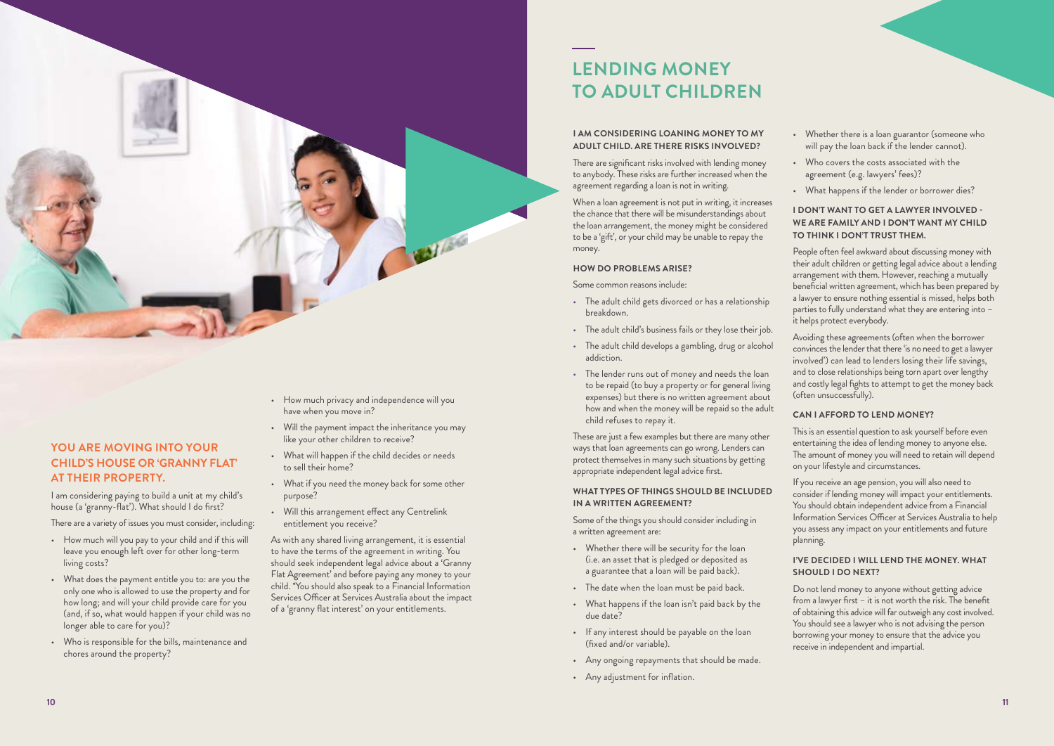## YOU ARE MOVING INTO YOUR CHILD'S HOUSE OR 'GRANNY FLAT' AT THEIR PROPERTY.

I am considering paying to build a unit at my child's house (a 'granny-flat'). What should I do first?

There are a variety of issues you must consider, including:

- How much will you pay to your child and if this will leave you enough left over for other long-term living costs?
- What does the payment entitle you to: are you the only one who is allowed to use the property and for how long; and will your child provide care for you (and, if so, what would happen if your child was no longer able to care for you)?
- Who is responsible for the bills, maintenance and chores around the property?
- How much privacy and independence will you have when you move in?
- Will the payment impact the inheritance you may like your other children to receive?
- What will happen if the child decides or needs to sell their home?
- What if you need the money back for some other purpose?
- Will this arrangement effect any Centrelink entitlement you receive?

As with any shared living arrangement, it is essential to have the terms of the agreement in writing. You should seek independent legal advice about a 'Granny Flat Agreement' and before paying any money to your child. *You should also speak to a Financial Information Services Officer at Services Australia about the impact of a 'granny flat interest' on your entitlements.

# LENDING MONEY TO ADULT CHILDREN

### I AM CONSIDERING LOANING MONEY TO MY ADULT CHILD. ARE THERE RISKS INVOLVED?

There are significant risks involved with lending money to anybody. These risks are further increased when the agreement regarding a loan is not in writing.

When a loan agreement is not put in writing, it increases the chance that there will be misunderstandings about the loan arrangement, the money might be considered to be a 'gift', or your child may be unable to repay the money.

### HOW DO PROBLEMS ARISE?

Some common reasons include:

- The adult child gets divorced or has a relationship breakdown.
- The adult child's business fails or they lose their job.
- The adult child develops a gambling, drug or alcohol addiction.
- The lender runs out of money and needs the loan to be repaid (to buy a property or for general living expenses) but there is no written agreement about how and when the money will be repaid so the adult child refuses to repay it.

These are just a few examples but there are many other ways that loan agreements can go wrong. Lenders can protect themselves in many such situations by getting appropriate independent legal advice first.

### WHAT TYPES OF THINGS SHOULD BE INCLUDED IN A WRITTEN AGREEMENT?

Some of the things you should consider including in a written agreement are:

- Whether there will be security for the loan (i.e. an asset that is pledged or deposited as a guarantee that a loan will be paid back).
- The date when the loan must be paid back.
- What happens if the loan isn't paid back by the due date?
- If any interest should be payable on the loan (fixed and/or variable).
- Any ongoing repayments that should be made.
- Any adjustment for inflation.
- Whether there is a loan guarantor (someone who will pay the loan back if the lender cannot).
- Who covers the costs associated with the agreement (e.g. lawyers' fees)?
- What happens if the lender or borrower dies?

### I DON'T WANT TO GET A LAWYER INVOLVED - WE ARE FAMILY AND I DON'T WANT MY CHILD TO THINK I DON'T TRUST THEM.

People often feel awkward about discussing money with their adult children or getting legal advice about a lending arrangement with them. However, reaching a mutually beneficial written agreement, which has been prepared by a lawyer to ensure nothing essential is missed, helps both parties to fully understand what they are entering into – it helps protect everybody.

Avoiding these agreements (often when the borrower convinces the lender that there 'is no need to get a lawyer involved') can lead to lenders losing their life savings, and to close relationships being torn apart over lengthy and costly legal fights to attempt to get the money back (often unsuccessfully).

### CAN I AFFORD TO LEND MONEY?

This is an essential question to ask yourself before even entertaining the idea of lending money to anyone else. The amount of money you will need to retain will depend on your lifestyle and circumstances.

If you receive an age pension, you will also need to consider if lending money will impact your entitlements. You should obtain independent advice from a Financial Information Services Officer at Services Australia to help you assess any impact on your entitlements and future planning.

### I'VE DECIDED I WILL LEND THE MONEY. WHAT SHOULD I DO NEXT?

Do not lend money to anyone without getting advice from a lawyer first – it is not worth the risk. The benefit of obtaining this advice will far outweigh any cost involved. You should see a lawyer who is not advising the person borrowing your money to ensure that the advice you receive in independent and impartial.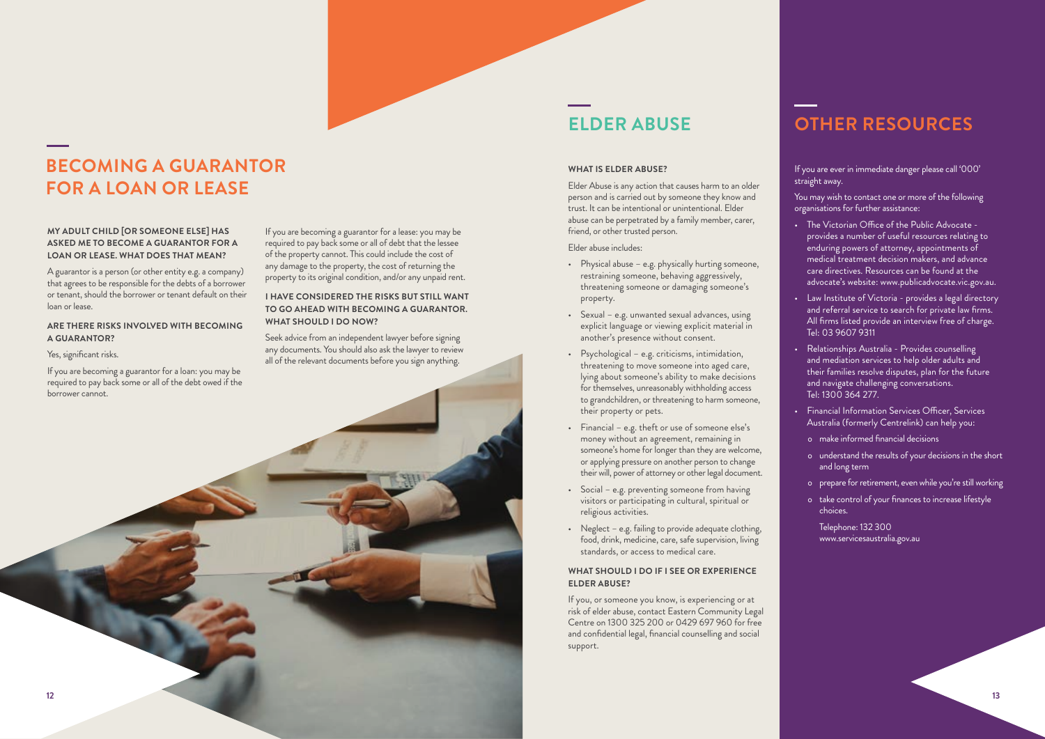## BECOMING A GUARANTOR FOR A LOAN OR LEASE

**MY ADULT CHILD [OR SOMEONE ELSE] HAS ASKED ME TO BECOME A GUARANTOR FOR A LOAN OR LEASE. WHAT DOES THAT MEAN?**

A guarantor is a person (or other entity e.g. a company) that agrees to be responsible for the debts of a borrower or tenant, should the borrower or tenant default on their loan or lease.

**ARE THERE RISKS INVOLVED WITH BECOMING A GUARANTOR?**

Yes, significant risks.

If you are becoming a guarantor for a loan: you may be required to pay back some or all of the debt owed if the borrower cannot.

If you are becoming a guarantor for a lease: you may be required to pay back some or all of debt that the lessee of the property cannot. This could include the cost of any damage to the property, the cost of returning the property to its original condition, and/or any unpaid rent.

**I HAVE CONSIDERED THE RISKS BUT STILL WANT TO GO AHEAD WITH BECOMING A GUARANTOR. WHAT SHOULD I DO NOW?**

Seek advice from an independent lawyer before signing any documents. You should also ask the lawyer to review all of the relevant documents before you sign anything.

## ELDER ABUSE

**WHAT IS ELDER ABUSE?**

Elder Abuse is any action that causes harm to an older person and is carried out by someone they know and trust. It can be intentional or unintentional. Elder abuse can be perpetrated by a family member, carer, friend, or other trusted person.

Elder abuse includes:

- Physical abuse – e.g. physically hurting someone, restraining someone, behaving aggressively, threatening someone or damaging someone's property.
- Sexual – e.g. unwanted sexual advances, using explicit language or viewing explicit material in another's presence without consent.
- Psychological – e.g. criticisms, intimidation, threatening to move someone into aged care, lying about someone's ability to make decisions for themselves, unreasonably withholding access to grandchildren, or threatening to harm someone, their property or pets.
- Financial – e.g. theft or use of someone else's money without an agreement, remaining in someone's home for longer than they are welcome, or applying pressure on another person to change their will, power of attorney or other legal document.
- Social – e.g. preventing someone from having visitors or participating in cultural, spiritual or religious activities.
- Neglect – e.g. failing to provide adequate clothing, food, drink, medicine, care, safe supervision, living standards, or access to medical care.

**WHAT SHOULD I DO IF I SEE OR EXPERIENCE ELDER ABUSE?**

If you, or someone you know, is experiencing or at risk of elder abuse, contact Eastern Community Legal Centre on 1300 325 200 or 0429 697 960 for free and confidential legal, financial counselling and social support.

## OTHER RESOURCES

If you are ever in immediate danger please call '000' straight away.

You may wish to contact one or more of the following organisations for further assistance:

- The Victorian Office of the Public Advocate - provides a number of useful resources relating to enduring powers of attorney, appointments of medical treatment decision makers, and advance care directives. Resources can be found at the advocate's website: www.publicadvocate.vic.gov.au.
- Law Institute of Victoria - provides a legal directory and referral service to search for private law firms. All firms listed provide an interview free of charge. Tel: 03 9607 9311
- Relationships Australia - Provides counselling and mediation services to help older adults and their families resolve disputes, plan for the future and navigate challenging conversations. Tel: 1300 364 277.
- Financial Information Services Officer, Services Australia (formerly Centrelink) can help you:
  - make informed financial decisions
  - understand the results of your decisions in the short and long term
  - prepare for retirement, even while you're still working
  - take control of your finances to increase lifestyle choices.

  Telephone: 132 300
  www.servicesaustralia.gov.au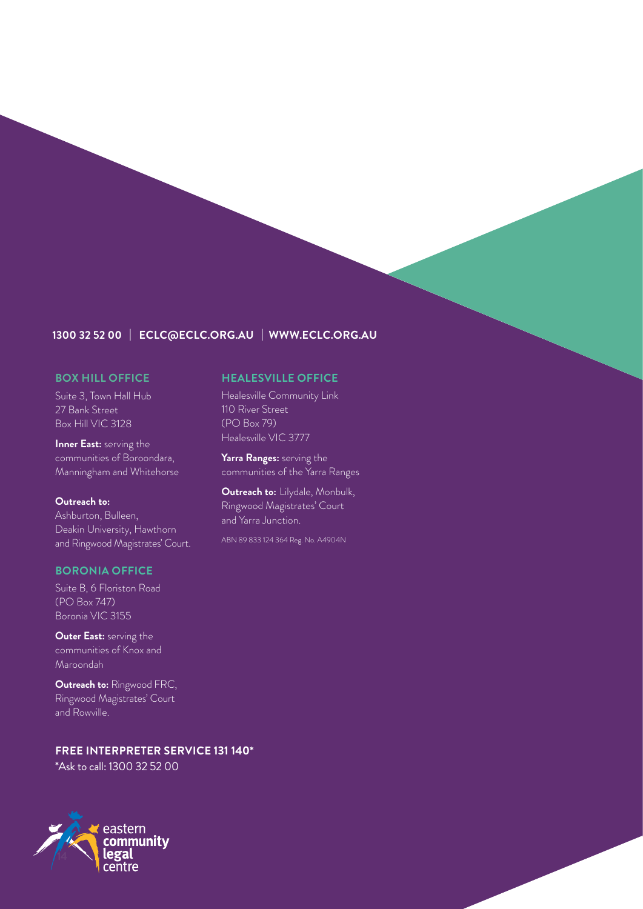**1300 32 52 00** | **ECLC@ECLC.ORG.AU** | **WWW.ECLC.ORG.AU**

## BOX HILL OFFICE

Suite 3, Town Hall Hub
27 Bank Street
Box Hill VIC 3128

**Inner East:** serving the communities of Boroondara, Manningham and Whitehorse

**Outreach to:**
Ashburton, Bulleen, Deakin University, Hawthorn and Ringwood Magistrates' Court.

## BORONIA OFFICE

Suite B, 6 Floriston Road
(PO Box 747)
Boronia VIC 3155

**Outer East:** serving the communities of Knox and Maroondah

**Outreach to:** Ringwood FRC, Ringwood Magistrates' Court and Rowville.

## HEALESVILLE OFFICE

Healesville Community Link
110 River Street
(PO Box 79)
Healesville VIC 3777

**Yarra Ranges:** serving the communities of the Yarra Ranges

**Outreach to:** Lilydale, Monbulk, Ringwood Magistrates' Court and Yarra Junction.

ABN 89 833 124 364 Reg. No. A4904N

**FREE INTERPRETER SERVICE 131 140***
*Ask to call: 1300 32 52 00

eastern community legal centre